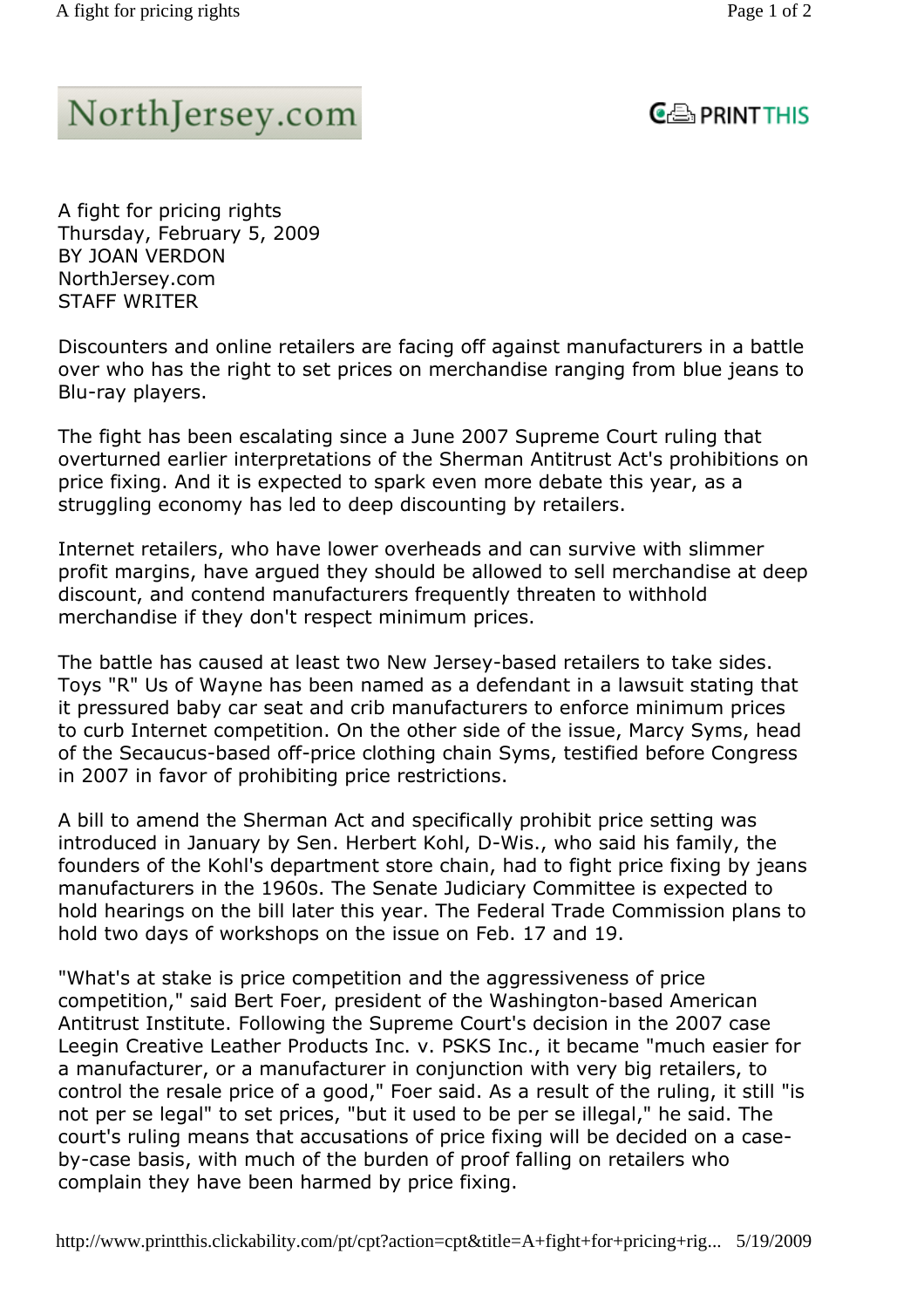NorthJersey.com

# A fight for pricing rights

Thursday, February 5, 2009
BY JOAN VERDON
NorthJersey.com
STAFF WRITER

Discounters and online retailers are facing off against manufacturers in a battle over who has the right to set prices on merchandise ranging from blue jeans to Blu-ray players.

The fight has been escalating since a June 2007 Supreme Court ruling that overturned earlier interpretations of the Sherman Antitrust Act's prohibitions on price fixing. And it is expected to spark even more debate this year, as a struggling economy has led to deep discounting by retailers.

Internet retailers, who have lower overheads and can survive with slimmer profit margins, have argued they should be allowed to sell merchandise at deep discount, and contend manufacturers frequently threaten to withhold merchandise if they don't respect minimum prices.

The battle has caused at least two New Jersey-based retailers to take sides. Toys "R" Us of Wayne has been named as a defendant in a lawsuit stating that it pressured baby car seat and crib manufacturers to enforce minimum prices to curb Internet competition. On the other side of the issue, Marcy Syms, head of the Secaucus-based off-price clothing chain Syms, testified before Congress in 2007 in favor of prohibiting price restrictions.

A bill to amend the Sherman Act and specifically prohibit price setting was introduced in January by Sen. Herbert Kohl, D-Wis., who said his family, the founders of the Kohl's department store chain, had to fight price fixing by jeans manufacturers in the 1960s. The Senate Judiciary Committee is expected to hold hearings on the bill later this year. The Federal Trade Commission plans to hold two days of workshops on the issue on Feb. 17 and 19.

"What's at stake is price competition and the aggressiveness of price competition," said Bert Foer, president of the Washington-based American Antitrust Institute. Following the Supreme Court's decision in the 2007 case Leegin Creative Leather Products Inc. v. PSKS Inc., it became "much easier for a manufacturer, or a manufacturer in conjunction with very big retailers, to control the resale price of a good," Foer said. As a result of the ruling, it still "is not per se legal" to set prices, "but it used to be per se illegal," he said. The court's ruling means that accusations of price fixing will be decided on a case-by-case basis, with much of the burden of proof falling on retailers who complain they have been harmed by price fixing.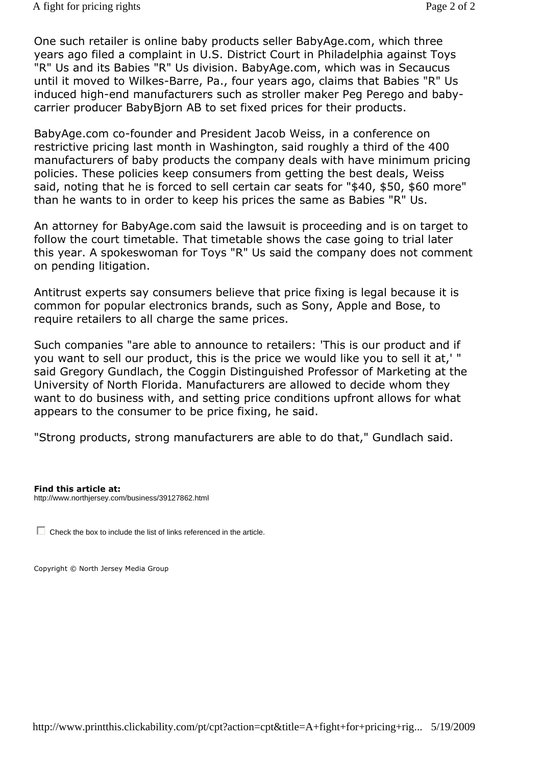One such retailer is online baby products seller BabyAge.com, which three years ago filed a complaint in U.S. District Court in Philadelphia against Toys "R" Us and its Babies "R" Us division. BabyAge.com, which was in Secaucus until it moved to Wilkes-Barre, Pa., four years ago, claims that Babies "R" Us induced high-end manufacturers such as stroller maker Peg Perego and baby-carrier producer BabyBjorn AB to set fixed prices for their products.

BabyAge.com co-founder and President Jacob Weiss, in a conference on restrictive pricing last month in Washington, said roughly a third of the 400 manufacturers of baby products the company deals with have minimum pricing policies. These policies keep consumers from getting the best deals, Weiss said, noting that he is forced to sell certain car seats for "$40, $50, $60 more" than he wants to in order to keep his prices the same as Babies "R" Us.

An attorney for BabyAge.com said the lawsuit is proceeding and is on target to follow the court timetable. That timetable shows the case going to trial later this year. A spokeswoman for Toys "R" Us said the company does not comment on pending litigation.

Antitrust experts say consumers believe that price fixing is legal because it is common for popular electronics brands, such as Sony, Apple and Bose, to require retailers to all charge the same prices.

Such companies "are able to announce to retailers: 'This is our product and if you want to sell our product, this is the price we would like you to sell it at,' " said Gregory Gundlach, the Coggin Distinguished Professor of Marketing at the University of North Florida. Manufacturers are allowed to decide whom they want to do business with, and setting price conditions upfront allows for what appears to the consumer to be price fixing, he said.

"Strong products, strong manufacturers are able to do that," Gundlach said.

**Find this article at:**
http://www.northjersey.com/business/39127862.html

☐ Check the box to include the list of links referenced in the article.

Copyright © North Jersey Media Group